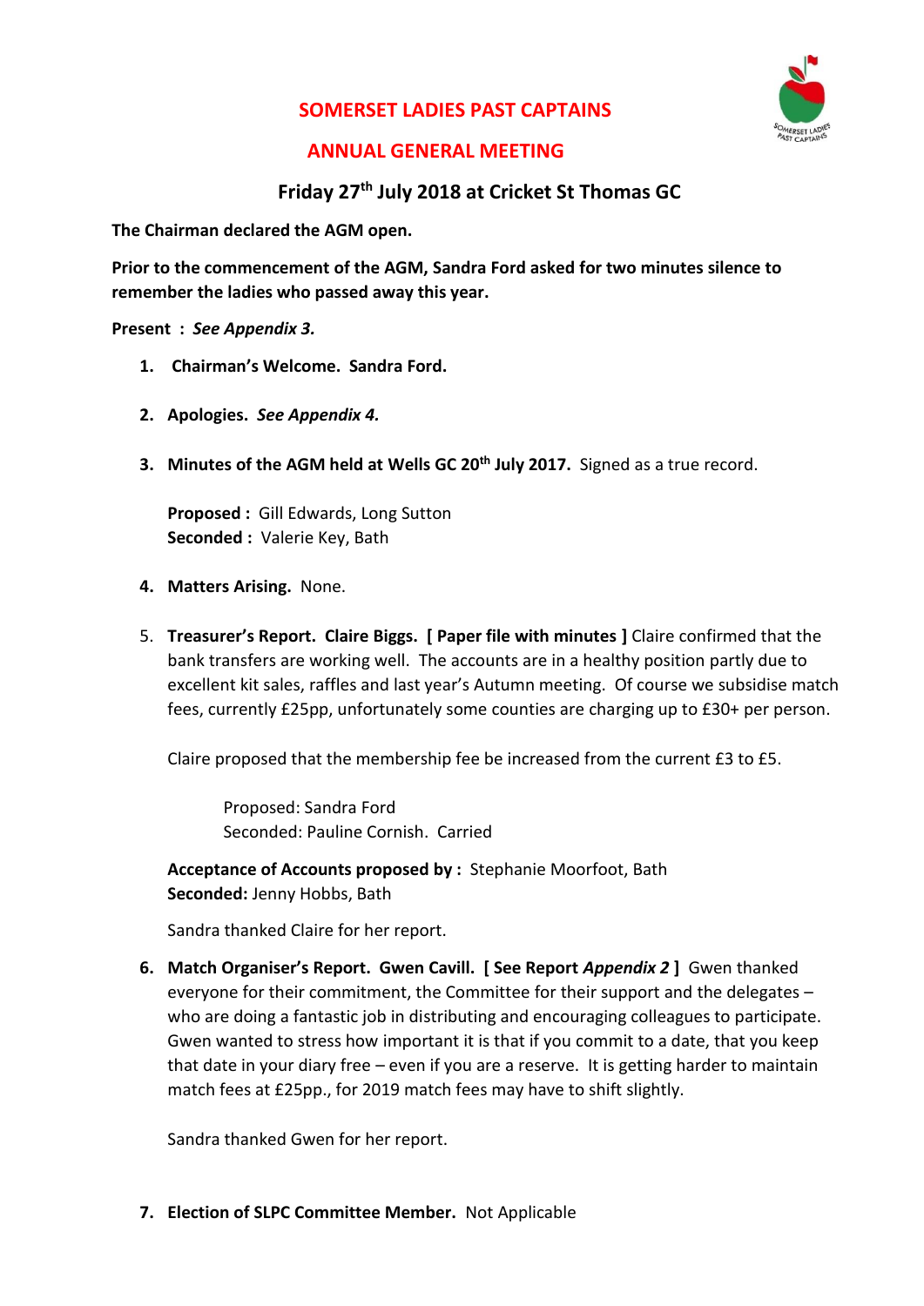# SOMERSET LADIES PAST CAPTAINS

## ANNUAL GENERAL MEETING

### Friday 27th July 2018 at Cricket St Thomas GC

**The Chairman declared the AGM open.**

**Prior to the commencement of the AGM, Sandra Ford asked for two minutes silence to remember the ladies who passed away this year.**

**Present :** ***See Appendix 3.***

1. **Chairman's Welcome. Sandra Ford.**

2. **Apologies.** ***See Appendix 4.***

3. **Minutes of the AGM held at Wells GC 20th July 2017.** Signed as a true record.

   **Proposed :** Gill Edwards, Long Sutton
   **Seconded :** Valerie Key, Bath

4. **Matters Arising.** None.

5. **Treasurer's Report. Claire Biggs. [ Paper file with minutes ]** Claire confirmed that the bank transfers are working well. The accounts are in a healthy position partly due to excellent kit sales, raffles and last year's Autumn meeting. Of course we subsidise match fees, currently £25pp, unfortunately some counties are charging up to £30+ per person.

   Claire proposed that the membership fee be increased from the current £3 to £5.

   Proposed: Sandra Ford
   Seconded: Pauline Cornish. Carried

   **Acceptance of Accounts proposed by :** Stephanie Moorfoot, Bath
   **Seconded:** Jenny Hobbs, Bath

   Sandra thanked Claire for her report.

6. **Match Organiser's Report. Gwen Cavill. [ See Report** ***Appendix 2*** **]** Gwen thanked everyone for their commitment, the Committee for their support and the delegates – who are doing a fantastic job in distributing and encouraging colleagues to participate. Gwen wanted to stress how important it is that if you commit to a date, that you keep that date in your diary free – even if you are a reserve. It is getting harder to maintain match fees at £25pp., for 2019 match fees may have to shift slightly.

   Sandra thanked Gwen for her report.

7. **Election of SLPC Committee Member.** Not Applicable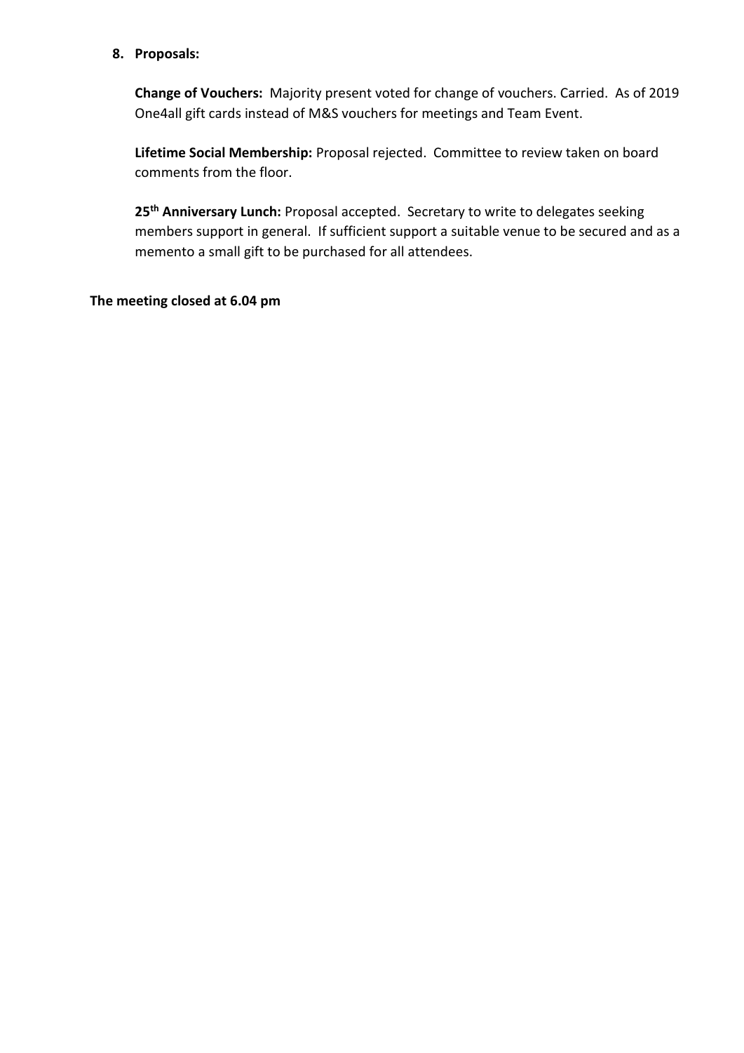8. **Proposals:**

   **Change of Vouchers:** Majority present voted for change of vouchers. Carried. As of 2019 One4all gift cards instead of M&S vouchers for meetings and Team Event.

   **Lifetime Social Membership:** Proposal rejected. Committee to review taken on board comments from the floor.

   **25th Anniversary Lunch:** Proposal accepted. Secretary to write to delegates seeking members support in general. If sufficient support a suitable venue to be secured and as a memento a small gift to be purchased for all attendees.

**The meeting closed at 6.04 pm**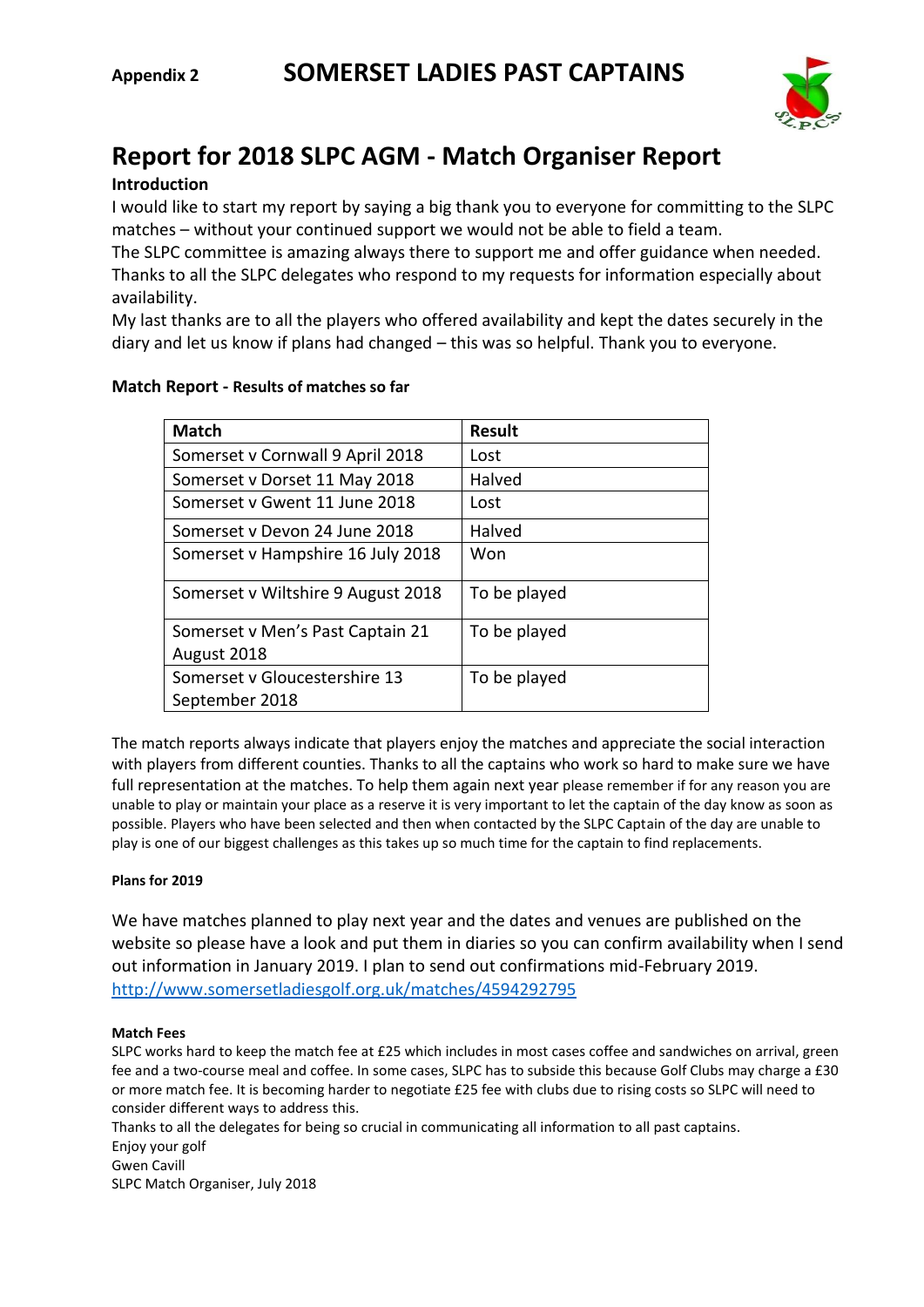**Appendix 2** **SOMERSET LADIES PAST CAPTAINS**

# Report for 2018 SLPC AGM - Match Organiser Report

**Introduction**

I would like to start my report by saying a big thank you to everyone for committing to the SLPC matches – without your continued support we would not be able to field a team.

The SLPC committee is amazing always there to support me and offer guidance when needed.

Thanks to all the SLPC delegates who respond to my requests for information especially about availability.

My last thanks are to all the players who offered availability and kept the dates securely in the diary and let us know if plans had changed – this was so helpful. Thank you to everyone.

**Match Report - Results of matches so far**

| Match | Result |
|---|---|
| Somerset v Cornwall 9 April 2018 | Lost |
| Somerset v Dorset 11 May 2018 | Halved |
| Somerset v Gwent 11 June 2018 | Lost |
| Somerset v Devon 24 June 2018 | Halved |
| Somerset v Hampshire 16 July 2018 | Won |
| Somerset v Wiltshire 9 August 2018 | To be played |
| Somerset v Men's Past Captain 21 August 2018 | To be played |
| Somerset v Gloucestershire 13 September 2018 | To be played |

The match reports always indicate that players enjoy the matches and appreciate the social interaction with players from different counties. Thanks to all the captains who work so hard to make sure we have full representation at the matches. To help them again next year please remember if for any reason you are unable to play or maintain your place as a reserve it is very important to let the captain of the day know as soon as possible. Players who have been selected and then when contacted by the SLPC Captain of the day are unable to play is one of our biggest challenges as this takes up so much time for the captain to find replacements.

**Plans for 2019**

We have matches planned to play next year and the dates and venues are published on the website so please have a look and put them in diaries so you can confirm availability when I send out information in January 2019. I plan to send out confirmations mid-February 2019.
http://www.somersetladiesgolf.org.uk/matches/4594292795

**Match Fees**

SLPC works hard to keep the match fee at £25 which includes in most cases coffee and sandwiches on arrival, green fee and a two-course meal and coffee. In some cases, SLPC has to subside this because Golf Clubs may charge a £30 or more match fee. It is becoming harder to negotiate £25 fee with clubs due to rising costs so SLPC will need to consider different ways to address this.

Thanks to all the delegates for being so crucial in communicating all information to all past captains.

Enjoy your golf

Gwen Cavill

SLPC Match Organiser, July 2018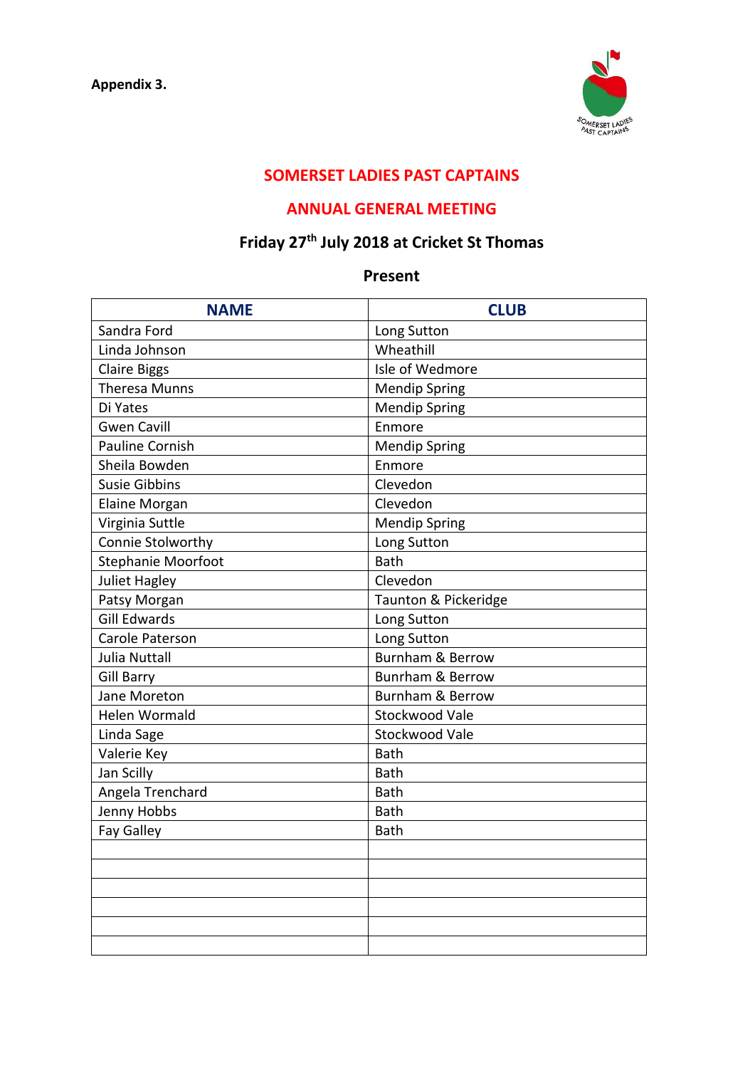**Appendix 3.**

## SOMERSET LADIES PAST CAPTAINS

## ANNUAL GENERAL MEETING

### Friday 27th July 2018 at Cricket St Thomas

### Present

| NAME | CLUB |
|---|---|
| Sandra Ford | Long Sutton |
| Linda Johnson | Wheathill |
| Claire Biggs | Isle of Wedmore |
| Theresa Munns | Mendip Spring |
| Di Yates | Mendip Spring |
| Gwen Cavill | Enmore |
| Pauline Cornish | Mendip Spring |
| Sheila Bowden | Enmore |
| Susie Gibbins | Clevedon |
| Elaine Morgan | Clevedon |
| Virginia Suttle | Mendip Spring |
| Connie Stolworthy | Long Sutton |
| Stephanie Moorfoot | Bath |
| Juliet Hagley | Clevedon |
| Patsy Morgan | Taunton & Pickeridge |
| Gill Edwards | Long Sutton |
| Carole Paterson | Long Sutton |
| Julia Nuttall | Burnham & Berrow |
| Gill Barry | Bunrham & Berrow |
| Jane Moreton | Burnham & Berrow |
| Helen Wormald | Stockwood Vale |
| Linda Sage | Stockwood Vale |
| Valerie Key | Bath |
| Jan Scilly | Bath |
| Angela Trenchard | Bath |
| Jenny Hobbs | Bath |
| Fay Galley | Bath |
| | |
| | |
| | |
| | |
| | |
| | |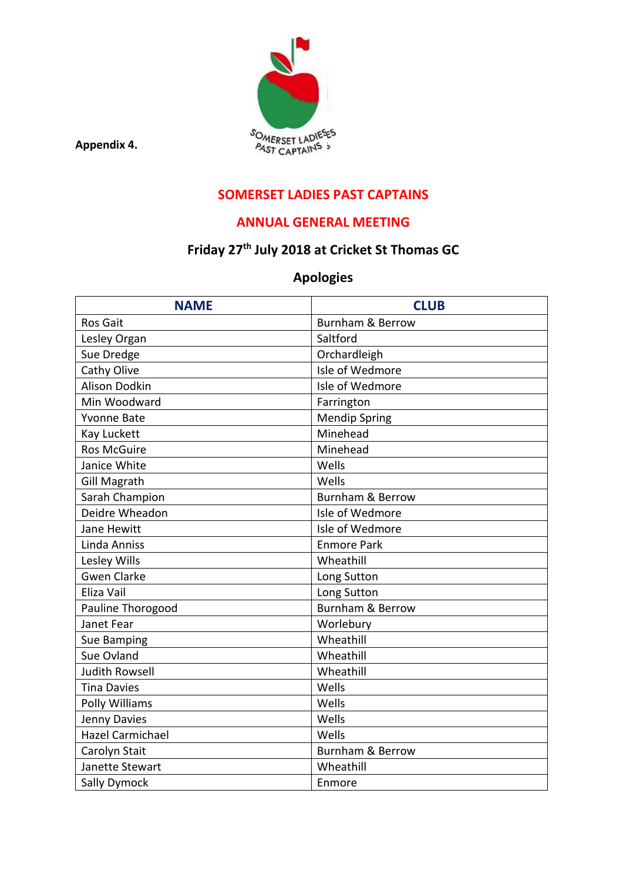**Appendix 4.**

SOMERSET LADIES PAST CAPTAINS

## SOMERSET LADIES PAST CAPTAINS

## ANNUAL GENERAL MEETING

### Friday 27th July 2018 at Cricket St Thomas GC

### Apologies

| NAME | CLUB |
|---|---|
| Ros Gait | Burnham & Berrow |
| Lesley Organ | Saltford |
| Sue Dredge | Orchardleigh |
| Cathy Olive | Isle of Wedmore |
| Alison Dodkin | Isle of Wedmore |
| Min Woodward | Farrington |
| Yvonne Bate | Mendip Spring |
| Kay Luckett | Minehead |
| Ros McGuire | Minehead |
| Janice White | Wells |
| Gill Magrath | Wells |
| Sarah Champion | Burnham & Berrow |
| Deidre Wheadon | Isle of Wedmore |
| Jane Hewitt | Isle of Wedmore |
| Linda Anniss | Enmore Park |
| Lesley Wills | Wheathill |
| Gwen Clarke | Long Sutton |
| Eliza Vail | Long Sutton |
| Pauline Thorogood | Burnham & Berrow |
| Janet Fear | Worlebury |
| Sue Bamping | Wheathill |
| Sue Ovland | Wheathill |
| Judith Rowsell | Wheathill |
| Tina Davies | Wells |
| Polly Williams | Wells |
| Jenny Davies | Wells |
| Hazel Carmichael | Wells |
| Carolyn Stait | Burnham & Berrow |
| Janette Stewart | Wheathill |
| Sally Dymock | Enmore |